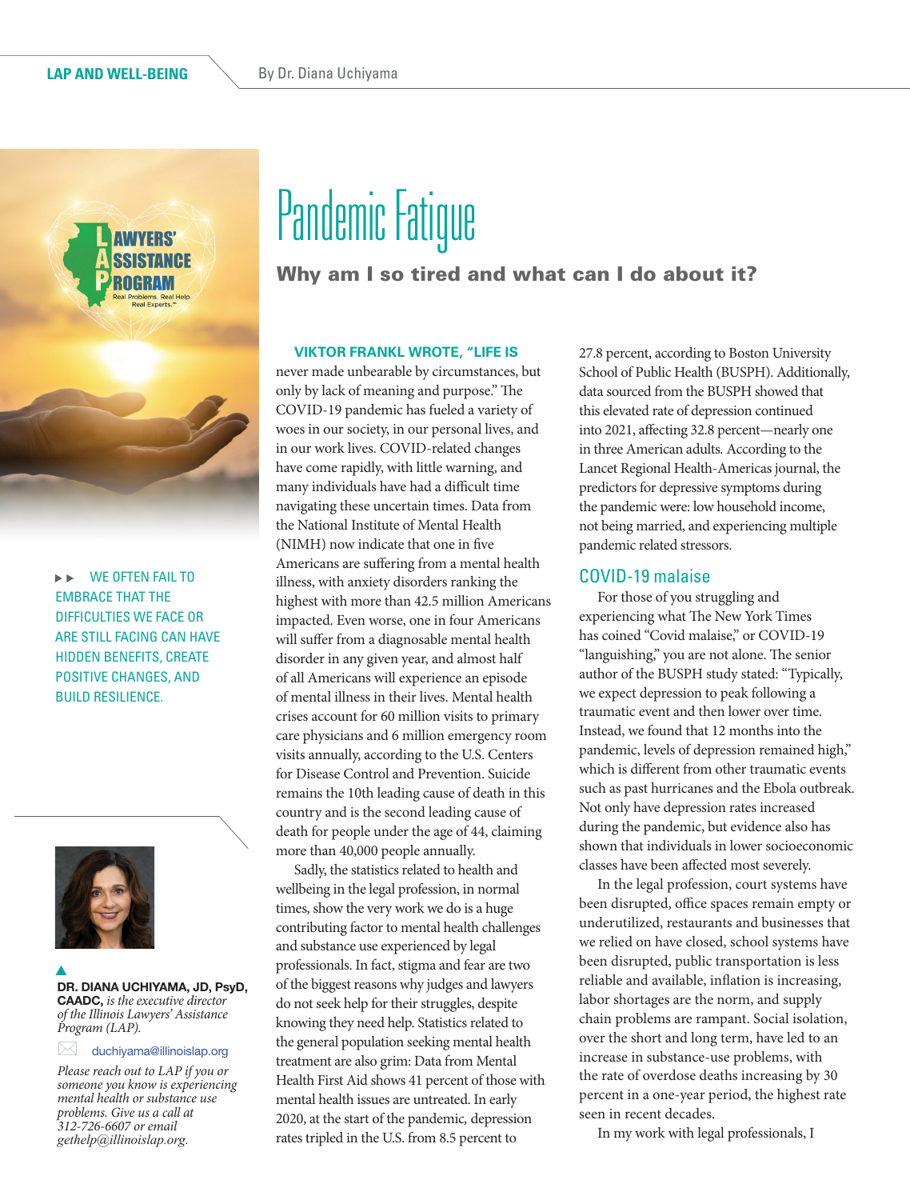LAP AND WELL-BEING

By Dr. Diana Uchiyama

# Pandemic Fatigue

## Why am I so tired and what can I do about it?

▶▶ WE OFTEN FAIL TO EMBRACE THAT THE DIFFICULTIES WE FACE OR ARE STILL FACING CAN HAVE HIDDEN BENEFITS, CREATE POSITIVE CHANGES, AND BUILD RESILIENCE.

**DR. DIANA UCHIYAMA, JD, PsyD, CAADC,** *is the executive director of the Illinois Lawyers' Assistance Program (LAP).*

duchiyama@illinoislap.org

*Please reach out to LAP if you or someone you know is experiencing mental health or substance use problems. Give us a call at 312-726-6607 or email gethelp@illinoislap.org.*

VIKTOR FRANKL WROTE, "LIFE IS never made unbearable by circumstances, but only by lack of meaning and purpose." The COVID-19 pandemic has fueled a variety of woes in our society, in our personal lives, and in our work lives. COVID-related changes have come rapidly, with little warning, and many individuals have had a difficult time navigating these uncertain times. Data from the National Institute of Mental Health (NIMH) now indicate that one in five Americans are suffering from a mental health illness, with anxiety disorders ranking the highest with more than 42.5 million Americans impacted. Even worse, one in four Americans will suffer from a diagnosable mental health disorder in any given year, and almost half of all Americans will experience an episode of mental illness in their lives. Mental health crises account for 60 million visits to primary care physicians and 6 million emergency room visits annually, according to the U.S. Centers for Disease Control and Prevention. Suicide remains the 10th leading cause of death in this country and is the second leading cause of death for people under the age of 44, claiming more than 40,000 people annually.

Sadly, the statistics related to health and wellbeing in the legal profession, in normal times, show the very work we do is a huge contributing factor to mental health challenges and substance use experienced by legal professionals. In fact, stigma and fear are two of the biggest reasons why judges and lawyers do not seek help for their struggles, despite knowing they need help. Statistics related to the general population seeking mental health treatment are also grim: Data from Mental Health First Aid shows 41 percent of those with mental health issues are untreated. In early 2020, at the start of the pandemic, depression rates tripled in the U.S. from 8.5 percent to 27.8 percent, according to Boston University School of Public Health (BUSPH). Additionally, data sourced from the BUSPH showed that this elevated rate of depression continued into 2021, affecting 32.8 percent—nearly one in three American adults. According to the Lancet Regional Health-Americas journal, the predictors for depressive symptoms during the pandemic were: low household income, not being married, and experiencing multiple pandemic related stressors.

### COVID-19 malaise

For those of you struggling and experiencing what The New York Times has coined "Covid malaise," or COVID-19 "languishing," you are not alone. The senior author of the BUSPH study stated: "Typically, we expect depression to peak following a traumatic event and then lower over time. Instead, we found that 12 months into the pandemic, levels of depression remained high," which is different from other traumatic events such as past hurricanes and the Ebola outbreak. Not only have depression rates increased during the pandemic, but evidence also has shown that individuals in lower socioeconomic classes have been affected most severely.

In the legal profession, court systems have been disrupted, office spaces remain empty or underutilized, restaurants and businesses that we relied on have closed, school systems have been disrupted, public transportation is less reliable and available, inflation is increasing, labor shortages are the norm, and supply chain problems are rampant. Social isolation, over the short and long term, have led to an increase in substance-use problems, with the rate of overdose deaths increasing by 30 percent in a one-year period, the highest rate seen in recent decades.

In my work with legal professionals, I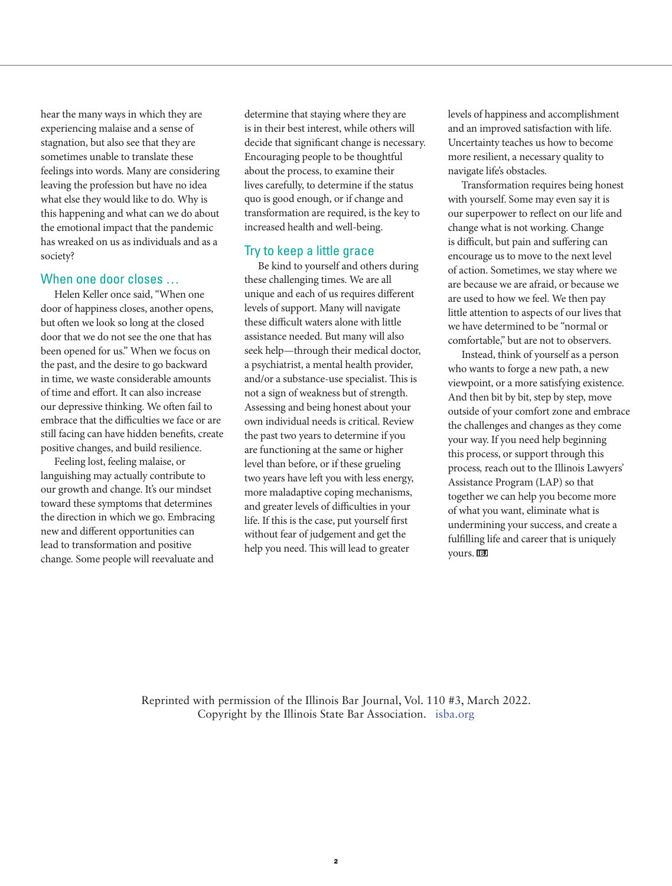hear the many ways in which they are experiencing malaise and a sense of stagnation, but also see that they are sometimes unable to translate these feelings into words. Many are considering leaving the profession but have no idea what else they would like to do. Why is this happening and what can we do about the emotional impact that the pandemic has wreaked on us as individuals and as a society?

## When one door closes …

Helen Keller once said, "When one door of happiness closes, another opens, but often we look so long at the closed door that we do not see the one that has been opened for us." When we focus on the past, and the desire to go backward in time, we waste considerable amounts of time and effort. It can also increase our depressive thinking. We often fail to embrace that the difficulties we face or are still facing can have hidden benefits, create positive changes, and build resilience.

Feeling lost, feeling malaise, or languishing may actually contribute to our growth and change. It's our mindset toward these symptoms that determines the direction in which we go. Embracing new and different opportunities can lead to transformation and positive change. Some people will reevaluate and determine that staying where they are is in their best interest, while others will decide that significant change is necessary. Encouraging people to be thoughtful about the process, to examine their lives carefully, to determine if the status quo is good enough, or if change and transformation are required, is the key to increased health and well-being.

## Try to keep a little grace

Be kind to yourself and others during these challenging times. We are all unique and each of us requires different levels of support. Many will navigate these difficult waters alone with little assistance needed. But many will also seek help—through their medical doctor, a psychiatrist, a mental health provider, and/or a substance-use specialist. This is not a sign of weakness but of strength. Assessing and being honest about your own individual needs is critical. Review the past two years to determine if you are functioning at the same or higher level than before, or if these grueling two years have left you with less energy, more maladaptive coping mechanisms, and greater levels of difficulties in your life. If this is the case, put yourself first without fear of judgement and get the help you need. This will lead to greater levels of happiness and accomplishment and an improved satisfaction with life. Uncertainty teaches us how to become more resilient, a necessary quality to navigate life's obstacles.

Transformation requires being honest with yourself. Some may even say it is our superpower to reflect on our life and change what is not working. Change is difficult, but pain and suffering can encourage us to move to the next level of action. Sometimes, we stay where we are because we are afraid, or because we are used to how we feel. We then pay little attention to aspects of our lives that we have determined to be "normal or comfortable," but are not to observers.

Instead, think of yourself as a person who wants to forge a new path, a new viewpoint, or a more satisfying existence. And then bit by bit, step by step, move outside of your comfort zone and embrace the challenges and changes as they come your way. If you need help beginning this process, or support through this process, reach out to the Illinois Lawyers' Assistance Program (LAP) so that together we can help you become more of what you want, eliminate what is undermining your success, and create a fulfilling life and career that is uniquely yours. IBJ

Reprinted with permission of the Illinois Bar Journal, Vol. 110 #3, March 2022.
Copyright by the Illinois State Bar Association. isba.org